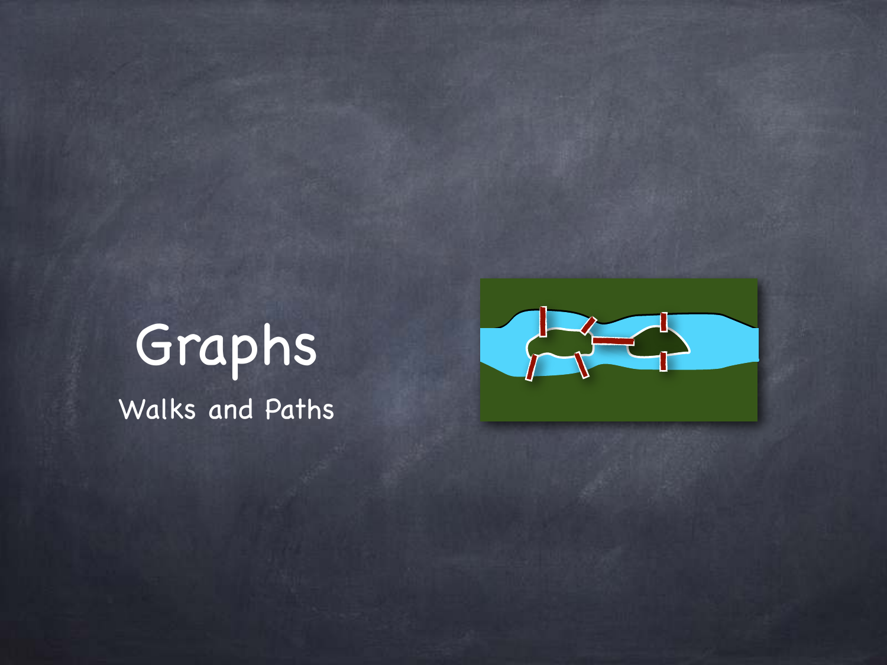# Graphs

Walks and Paths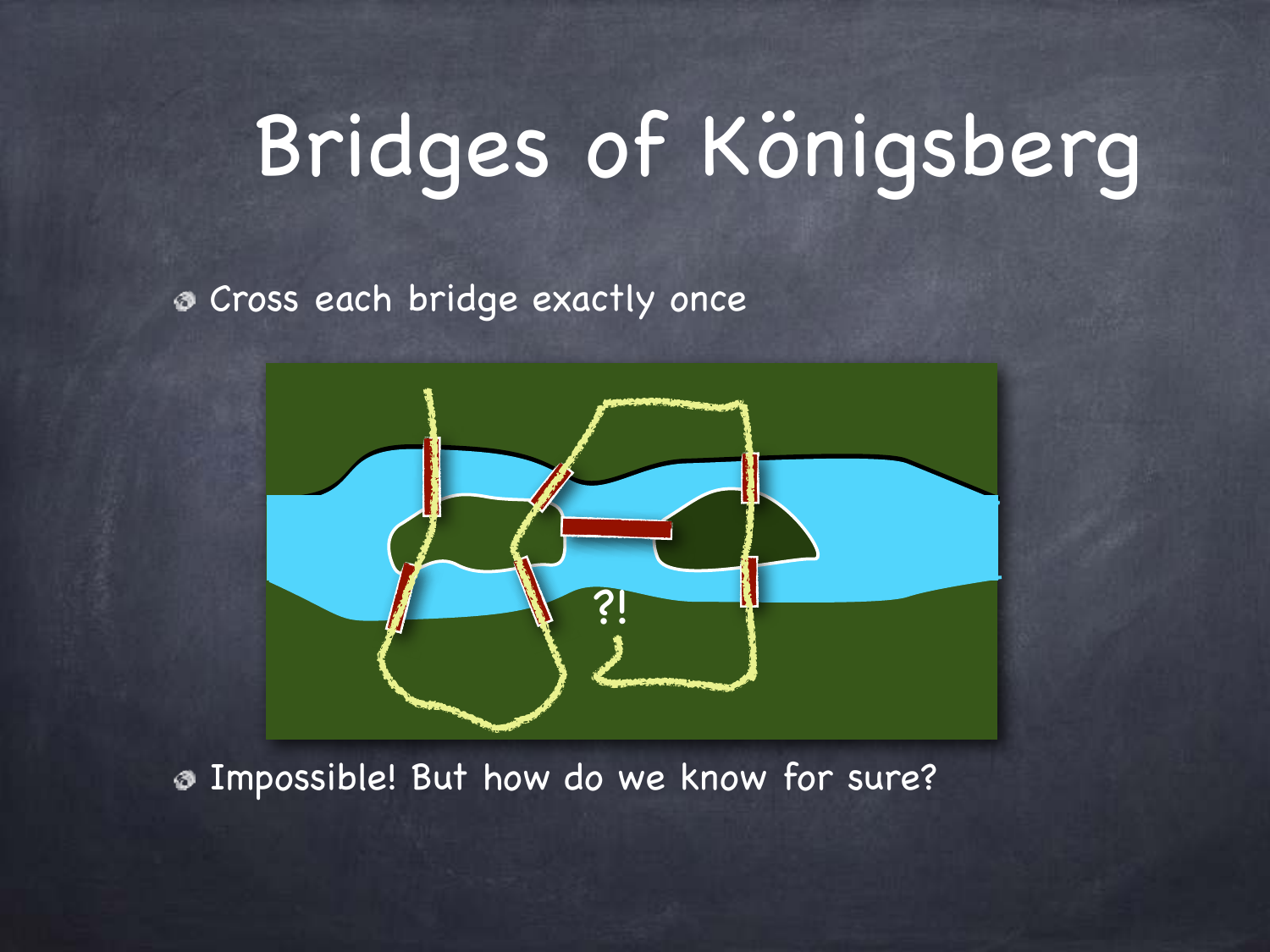# Bridges of Königsberg

- Cross each bridge exactly once
- Impossible! But how do we know for sure?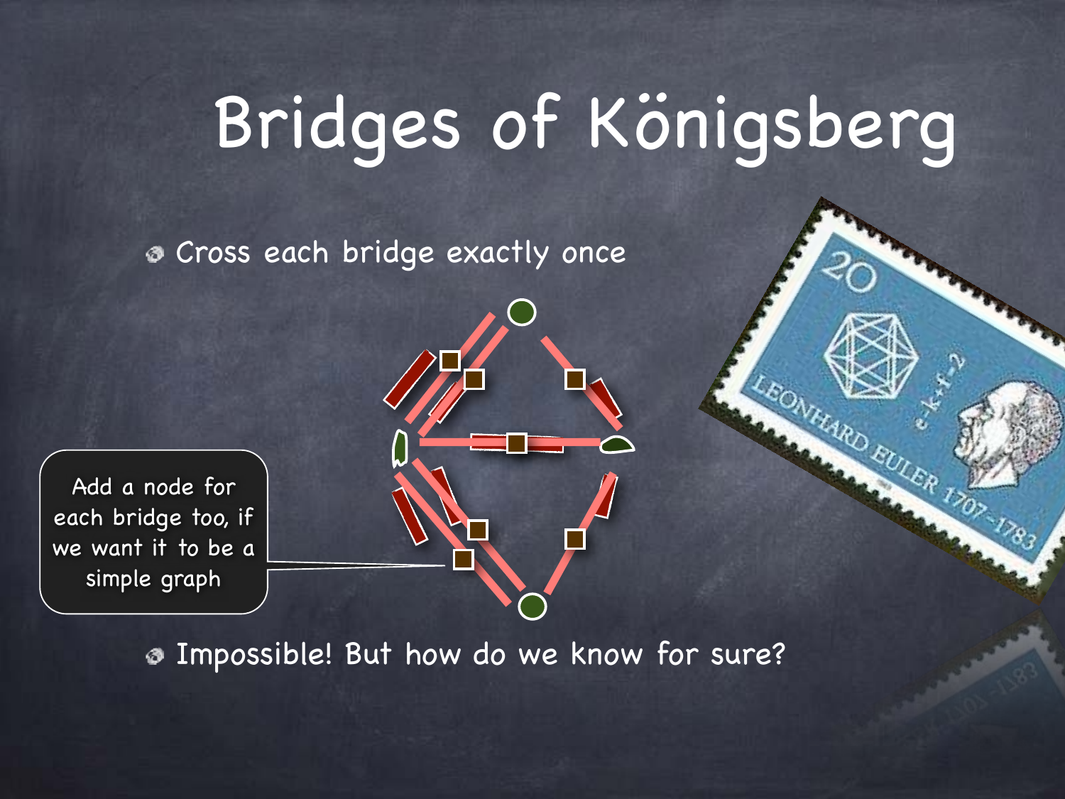# Bridges of Königsberg

- Cross each bridge exactly once

Add a node for each bridge too, if we want it to be a simple graph

- Impossible! But how do we know for sure?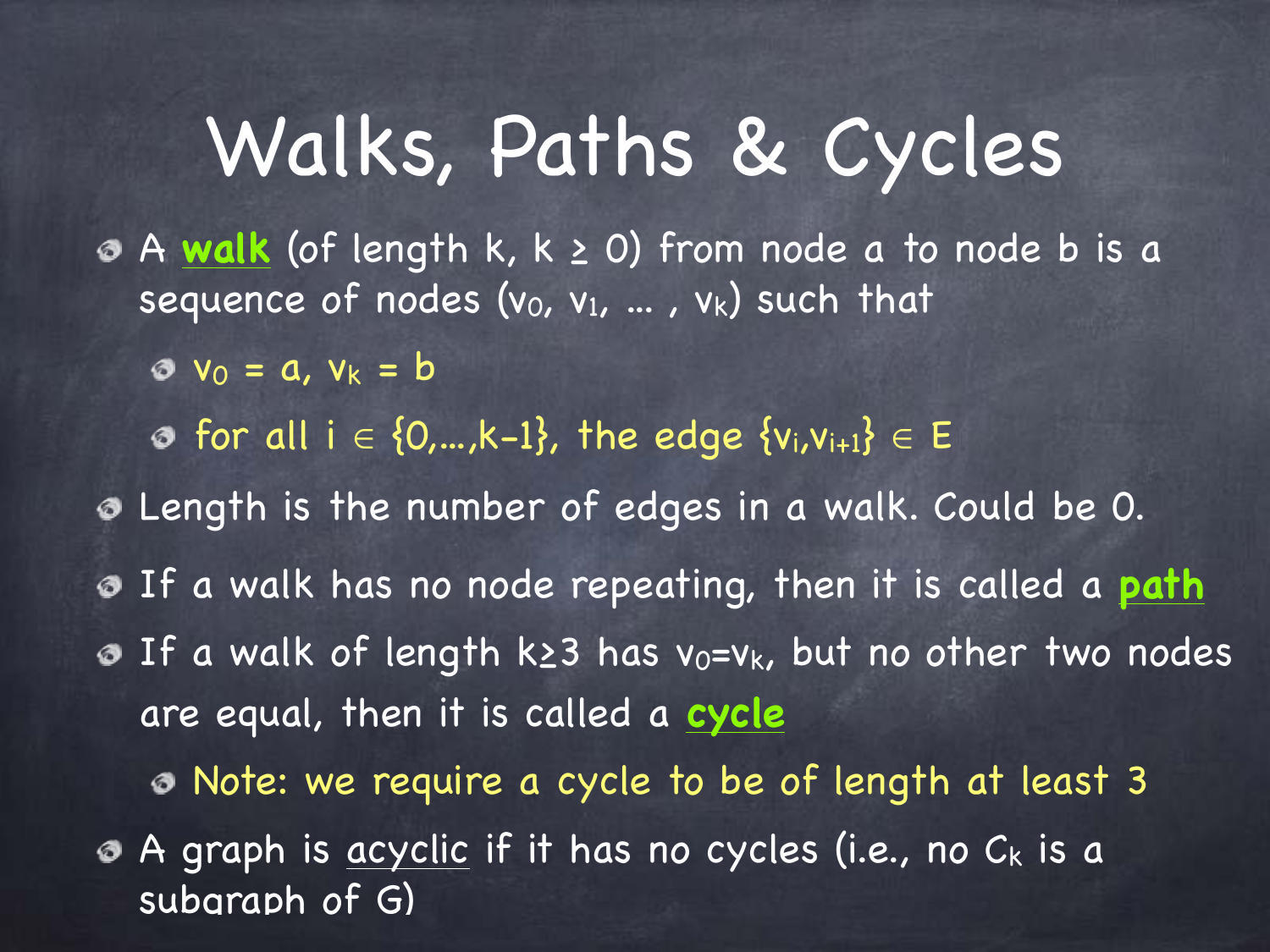# Walks, Paths & Cycles

- A **walk** (of length k, $k \geq 0$) from node a to node b is a sequence of nodes $(v_0, v_1, \ldots, v_k)$ such that
  - $v_0 = a$, $v_k = b$
  - for all $i \in \{0,\ldots,k-1\}$, the edge $\{v_i, v_{i+1}\} \in E$
- Length is the number of edges in a walk. Could be 0.
- If a walk has no node repeating, then it is called a **path**
- If a walk of length $k \geq 3$ has $v_0 = v_k$, but no other two nodes are equal, then it is called a **cycle**
  - Note: we require a cycle to be of length at least 3
- A graph is acyclic if it has no cycles (i.e., no $C_k$ is a subgraph of G)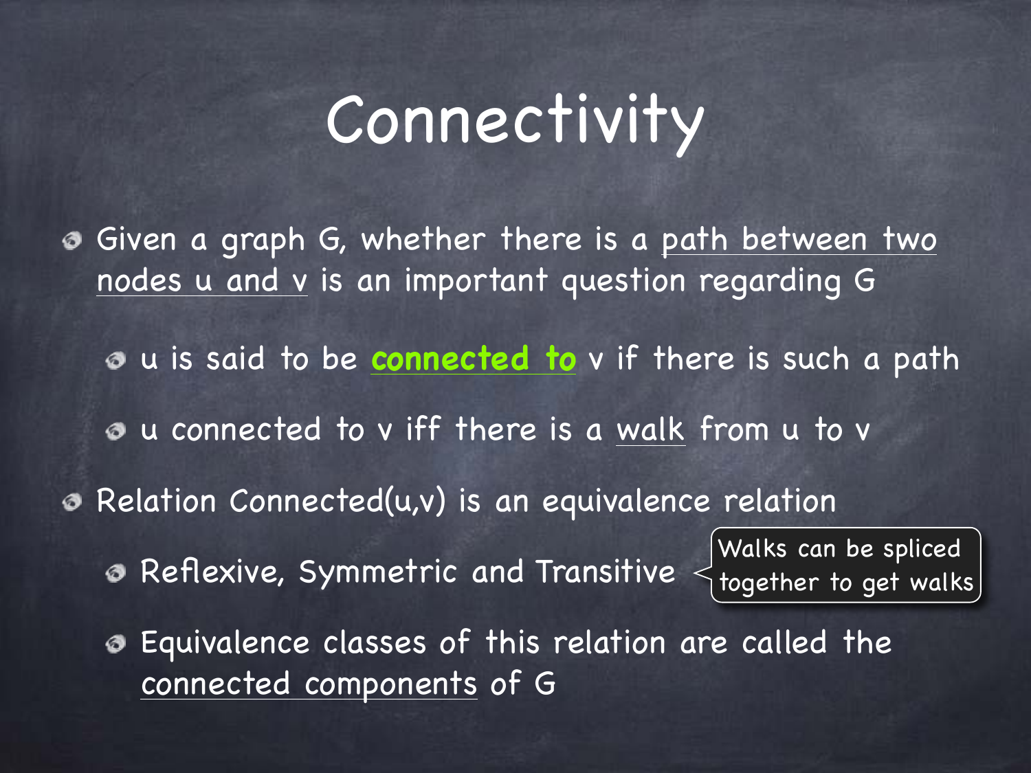# Connectivity

- Given a graph G, whether there is a path between two nodes u and v is an important question regarding G
  - u is said to be **connected to** v if there is such a path
  - u connected to v iff there is a walk from u to v
- Relation Connected(u,v) is an equivalence relation
  - Reflexive, Symmetric and Transitive

    Walks can be spliced together to get walks
  - Equivalence classes of this relation are called the connected components of G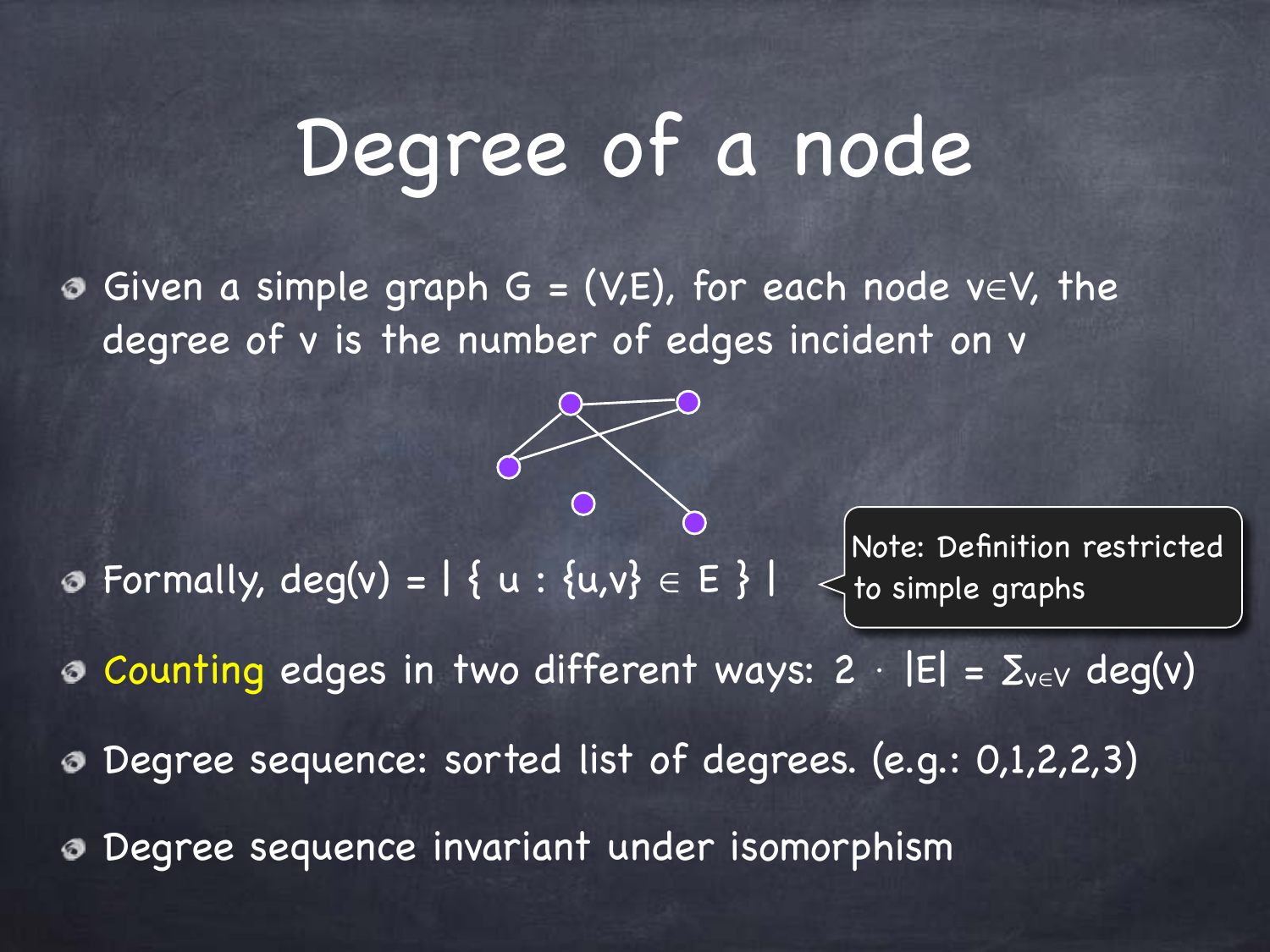# Degree of a node

- Given a simple graph $G = (V,E)$, for each node $v \in V$, the degree of $v$ is the number of edges incident on $v$
- Formally, $deg(v) = | \{ u : \{u,v\} \in E \} |$

Note: Definition restricted to simple graphs

- Counting edges in two different ways: $2 \cdot |E| = \Sigma_{v \in V} deg(v)$
- Degree sequence: sorted list of degrees. (e.g.: 0,1,2,2,3)
- Degree sequence invariant under isomorphism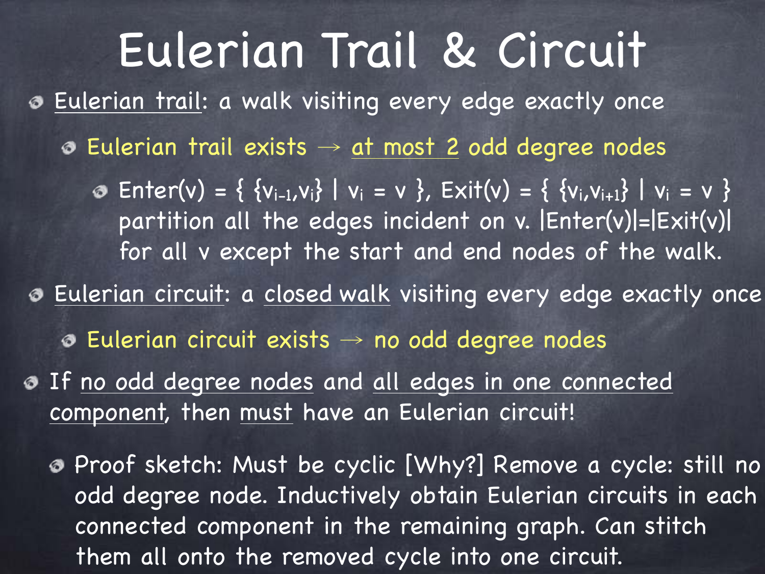# Eulerian Trail & Circuit

- Eulerian trail: a walk visiting every edge exactly once
  - Eulerian trail exists → at most 2 odd degree nodes
    - $\text{Enter}(v) = \{ \{v_{i-1}, v_i\} \mid v_i = v \}$, $\text{Exit}(v) = \{ \{v_i, v_{i+1}\} \mid v_i = v \}$ partition all the edges incident on v. $|\text{Enter}(v)| = |\text{Exit}(v)|$ for all v except the start and end nodes of the walk.
- Eulerian circuit: a closed walk visiting every edge exactly once
  - Eulerian circuit exists → no odd degree nodes
- If no odd degree nodes and all edges in one connected component, then must have an Eulerian circuit!
  - Proof sketch: Must be cyclic [Why?] Remove a cycle: still no odd degree node. Inductively obtain Eulerian circuits in each connected component in the remaining graph. Can stitch them all onto the removed cycle into one circuit.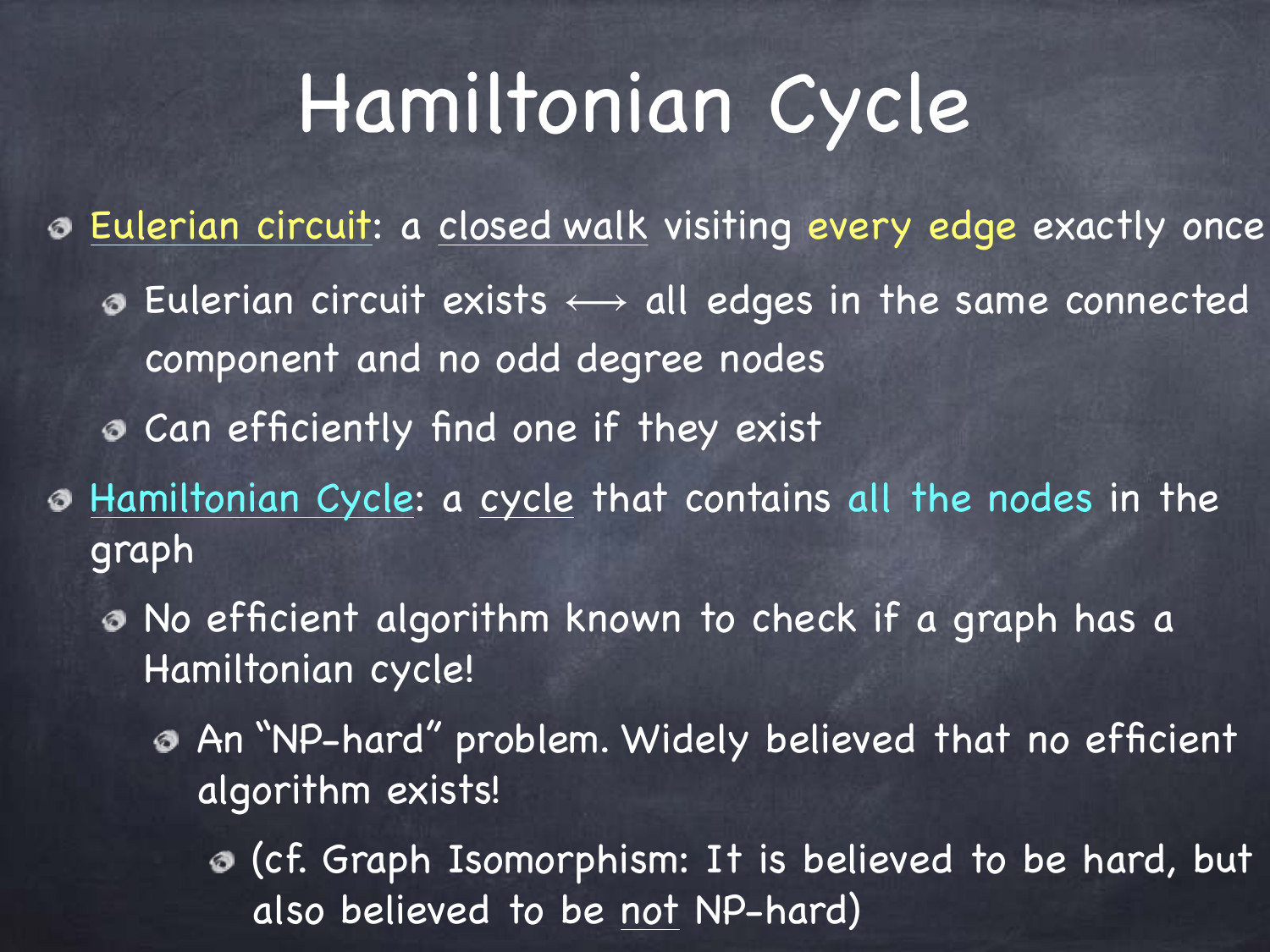# Hamiltonian Cycle

- Eulerian circuit: a closed walk visiting every edge exactly once
  - Eulerian circuit exists $\longleftrightarrow$ all edges in the same connected component and no odd degree nodes
  - Can efficiently find one if they exist
- Hamiltonian Cycle: a cycle that contains all the nodes in the graph
  - No efficient algorithm known to check if a graph has a Hamiltonian cycle!
    - An "NP-hard" problem. Widely believed that no efficient algorithm exists!
      - (cf. Graph Isomorphism: It is believed to be hard, but also believed to be not NP-hard)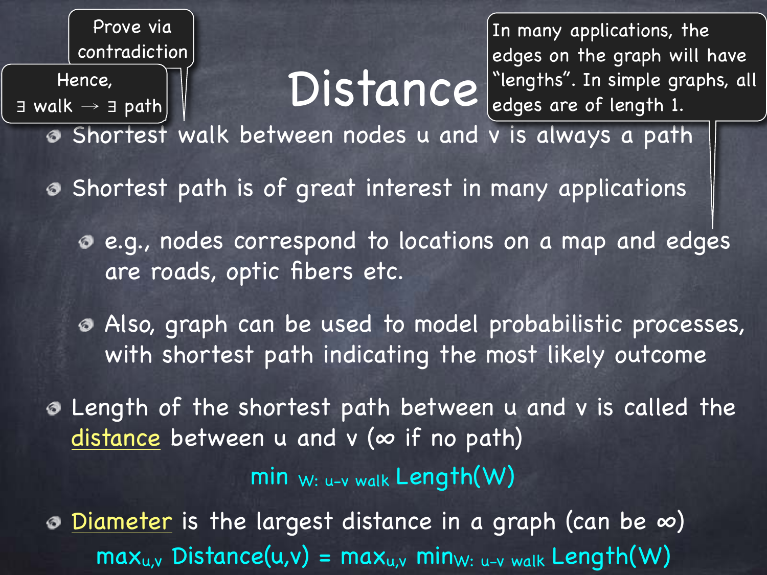# Distance

> Prove via contradiction

> Hence, ∃ walk → ∃ path

> In many applications, the edges on the graph will have "lengths". In simple graphs, all edges are of length 1.

- Shortest walk between nodes u and v is always a path
- Shortest path is of great interest in many applications
  - e.g., nodes correspond to locations on a map and edges are roads, optic fibers etc.
  - Also, graph can be used to model probabilistic processes, with shortest path indicating the most likely outcome
- Length of the shortest path between u and v is called the distance between u and v (∞ if no path)

$$\min_{W:\ u\text{-}v \text{ walk}} \text{Length}(W)$$

- Diameter is the largest distance in a graph (can be ∞)

$$\max_{u,v} \text{Distance}(u,v) = \max_{u,v} \min_{W:\ u\text{-}v \text{ walk}} \text{Length}(W)$$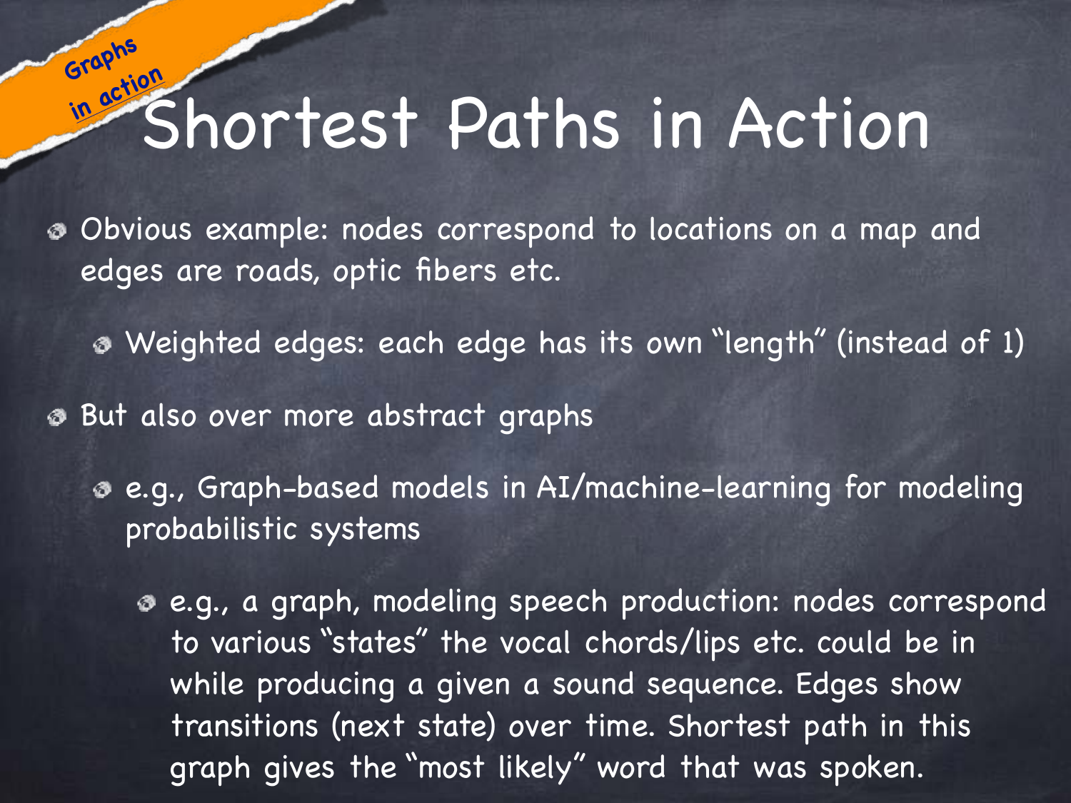Graphs in action

# Shortest Paths in Action

- Obvious example: nodes correspond to locations on a map and edges are roads, optic fibers etc.
  - Weighted edges: each edge has its own "length" (instead of 1)
- But also over more abstract graphs
  - e.g., Graph-based models in AI/machine-learning for modeling probabilistic systems
    - e.g., a graph, modeling speech production: nodes correspond to various "states" the vocal chords/lips etc. could be in while producing a given a sound sequence. Edges show transitions (next state) over time. Shortest path in this graph gives the "most likely" word that was spoken.